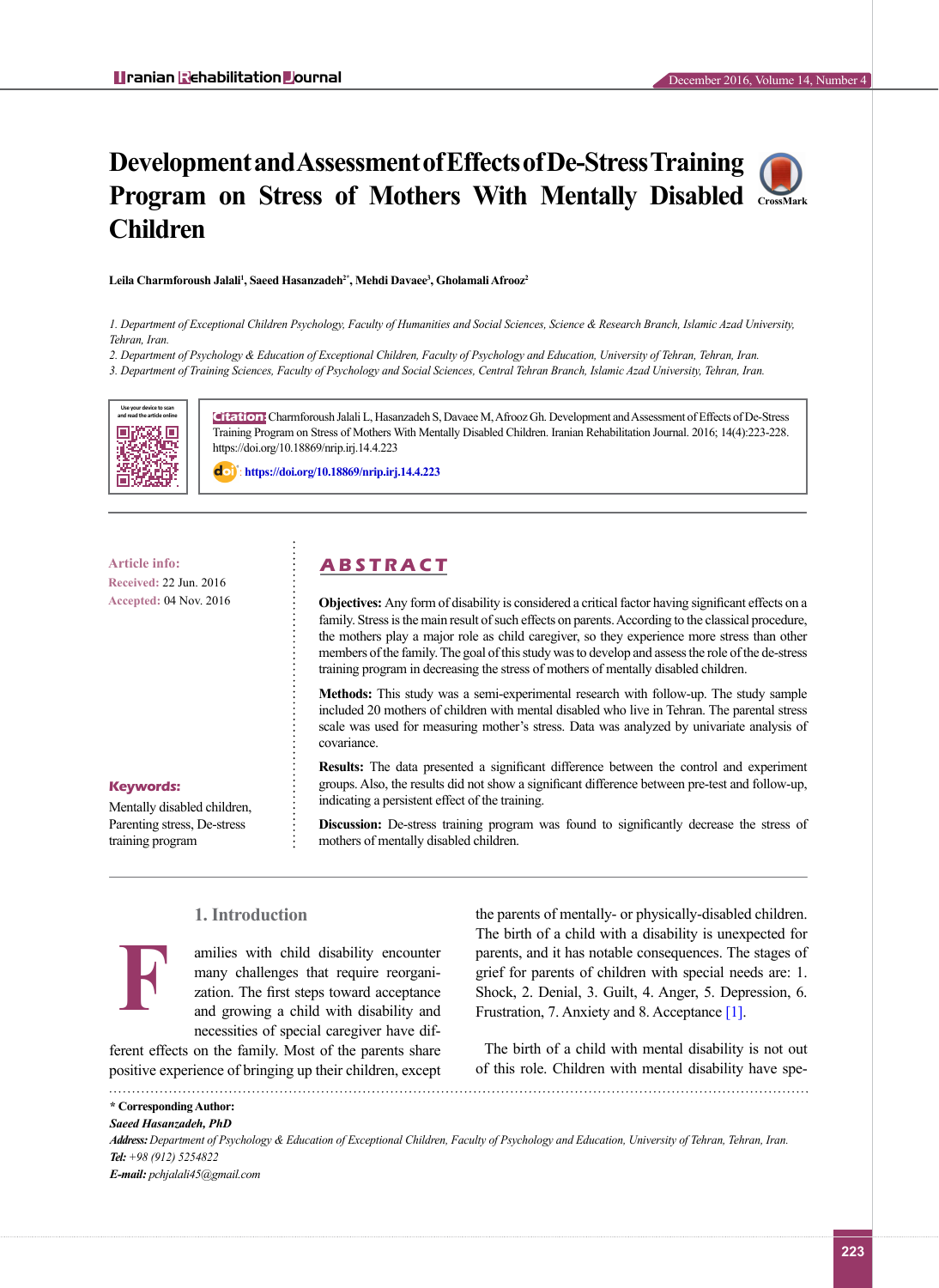# Development and Assessment of Effects of De-Stress Training Program on Stress of Mothers With Mentally Disabled Children

**Leila Charmforoush Jalali[1], Saeed Hasanzadeh[2*], Mehdi Davaee[3], Gholamali Afrooz[2]**

*1. Department of Exceptional Children Psychology, Faculty of Humanities and Social Sciences, Science & Research Branch, Islamic Azad University, Tehran, Iran.*
*2. Department of Psychology & Education of Exceptional Children, Faculty of Psychology and Education, University of Tehran, Tehran, Iran.*
*3. Department of Training Sciences, Faculty of Psychology and Social Sciences, Central Tehran Branch, Islamic Azad University, Tehran, Iran.*

**Citation:** Charmforoush Jalali L, Hasanzadeh S, Davaee M, Afrooz Gh. Development and Assessment of Effects of De-Stress Training Program on Stress of Mothers With Mentally Disabled Children. Iranian Rehabilitation Journal. 2016; 14(4):223-228. https://doi.org/10.18869/nrip.irj.14.4.223

https://doi.org/10.18869/nrip.irj.14.4.223

**Article info:**
**Received:** 22 Jun. 2016
**Accepted:** 04 Nov. 2016

**Keywords:**
Mentally disabled children, Parenting stress, De-stress training program

## ABSTRACT

**Objectives:** Any form of disability is considered a critical factor having significant effects on a family. Stress is the main result of such effects on parents. According to the classical procedure, the mothers play a major role as child caregiver, so they experience more stress than other members of the family. The goal of this study was to develop and assess the role of the de-stress training program in decreasing the stress of mothers of mentally disabled children.

**Methods:** This study was a semi-experimental research with follow-up. The study sample included 20 mothers of children with mental disabled who live in Tehran. The parental stress scale was used for measuring mother's stress. Data was analyzed by univariate analysis of covariance.

**Results:** The data presented a significant difference between the control and experiment groups. Also, the results did not show a significant difference between pre-test and follow-up, indicating a persistent effect of the training.

**Discussion:** De-stress training program was found to significantly decrease the stress of mothers of mentally disabled children.

## 1. Introduction

Families with child disability encounter many challenges that require reorganization. The first steps toward acceptance and growing a child with disability and necessities of special caregiver have different effects on the family. Most of the parents share positive experience of bringing up their children, except the parents of mentally- or physically-disabled children. The birth of a child with a disability is unexpected for parents, and it has notable consequences. The stages of grief for parents of children with special needs are: 1. Shock, 2. Denial, 3. Guilt, 4. Anger, 5. Depression, 6. Frustration, 7. Anxiety and 8. Acceptance [1].

The birth of a child with mental disability is not out of this role. Children with mental disability have spe-

---

**\* Corresponding Author:**
*Saeed Hasanzadeh, PhD*
*Address:* Department of Psychology & Education of Exceptional Children, Faculty of Psychology and Education, University of Tehran, Tehran, Iran.
*Tel:* +98 (912) 5254822
*E-mail:* pchjalali45@gmail.com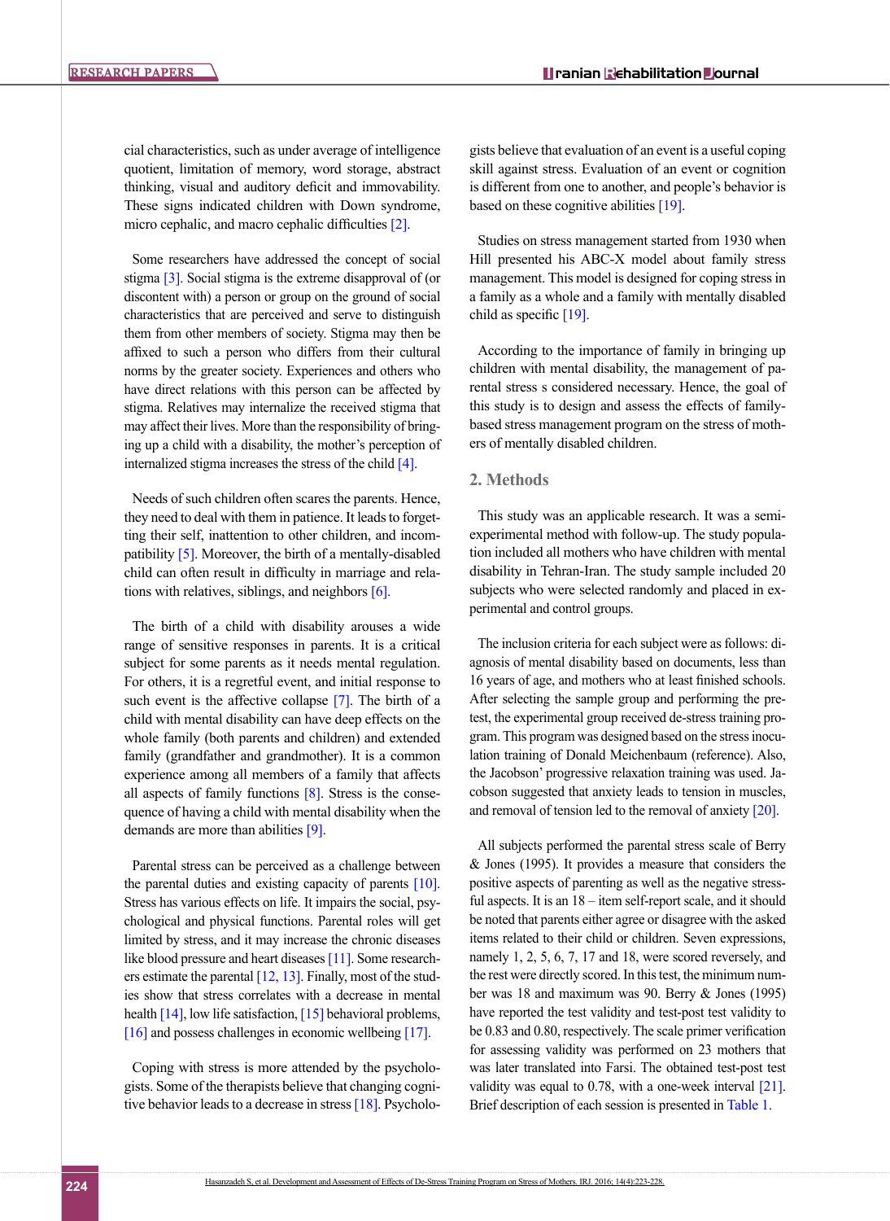cial characteristics, such as under average of intelligence quotient, limitation of memory, word storage, abstract thinking, visual and auditory deficit and immovability. These signs indicated children with Down syndrome, micro cephalic, and macro cephalic difficulties [2].

Some researchers have addressed the concept of social stigma [3]. Social stigma is the extreme disapproval of (or discontent with) a person or group on the ground of social characteristics that are perceived and serve to distinguish them from other members of society. Stigma may then be affixed to such a person who differs from their cultural norms by the greater society. Experiences and others who have direct relations with this person can be affected by stigma. Relatives may internalize the received stigma that may affect their lives. More than the responsibility of bringing up a child with a disability, the mother's perception of internalized stigma increases the stress of the child [4].

Needs of such children often scares the parents. Hence, they need to deal with them in patience. It leads to forgetting their self, inattention to other children, and incompatibility [5]. Moreover, the birth of a mentally-disabled child can often result in difficulty in marriage and relations with relatives, siblings, and neighbors [6].

The birth of a child with disability arouses a wide range of sensitive responses in parents. It is a critical subject for some parents as it needs mental regulation. For others, it is a regretful event, and initial response to such event is the affective collapse [7]. The birth of a child with mental disability can have deep effects on the whole family (both parents and children) and extended family (grandfather and grandmother). It is a common experience among all members of a family that affects all aspects of family functions [8]. Stress is the consequence of having a child with mental disability when the demands are more than abilities [9].

Parental stress can be perceived as a challenge between the parental duties and existing capacity of parents [10]. Stress has various effects on life. It impairs the social, psychological and physical functions. Parental roles will get limited by stress, and it may increase the chronic diseases like blood pressure and heart diseases [11]. Some researchers estimate the parental [12, 13]. Finally, most of the studies show that stress correlates with a decrease in mental health [14], low life satisfaction, [15] behavioral problems, [16] and possess challenges in economic wellbeing [17].

Coping with stress is more attended by the psychologists. Some of the therapists believe that changing cognitive behavior leads to a decrease in stress [18]. Psychologists believe that evaluation of an event is a useful coping skill against stress. Evaluation of an event or cognition is different from one to another, and people's behavior is based on these cognitive abilities [19].

Studies on stress management started from 1930 when Hill presented his ABC-X model about family stress management. This model is designed for coping stress in a family as a whole and a family with mentally disabled child as specific [19].

According to the importance of family in bringing up children with mental disability, the management of parental stress s considered necessary. Hence, the goal of this study is to design and assess the effects of family-based stress management program on the stress of mothers of mentally disabled children.

## 2. Methods

This study was an applicable research. It was a semi-experimental method with follow-up. The study population included all mothers who have children with mental disability in Tehran-Iran. The study sample included 20 subjects who were selected randomly and placed in experimental and control groups.

The inclusion criteria for each subject were as follows: diagnosis of mental disability based on documents, less than 16 years of age, and mothers who at least finished schools. After selecting the sample group and performing the pre-test, the experimental group received de-stress training program. This program was designed based on the stress inoculation training of Donald Meichenbaum (reference). Also, the Jacobson' progressive relaxation training was used. Jacobson suggested that anxiety leads to tension in muscles, and removal of tension led to the removal of anxiety [20].

All subjects performed the parental stress scale of Berry & Jones (1995). It provides a measure that considers the positive aspects of parenting as well as the negative stressful aspects. It is an 18 – item self-report scale, and it should be noted that parents either agree or disagree with the asked items related to their child or children. Seven expressions, namely 1, 2, 5, 6, 7, 17 and 18, were scored reversely, and the rest were directly scored. In this test, the minimum number was 18 and maximum was 90. Berry & Jones (1995) have reported the test validity and test-post test validity to be 0.83 and 0.80, respectively. The scale primer verification for assessing validity was performed on 23 mothers that was later translated into Farsi. The obtained test-post test validity was equal to 0.78, with a one-week interval [21]. Brief description of each session is presented in Table 1.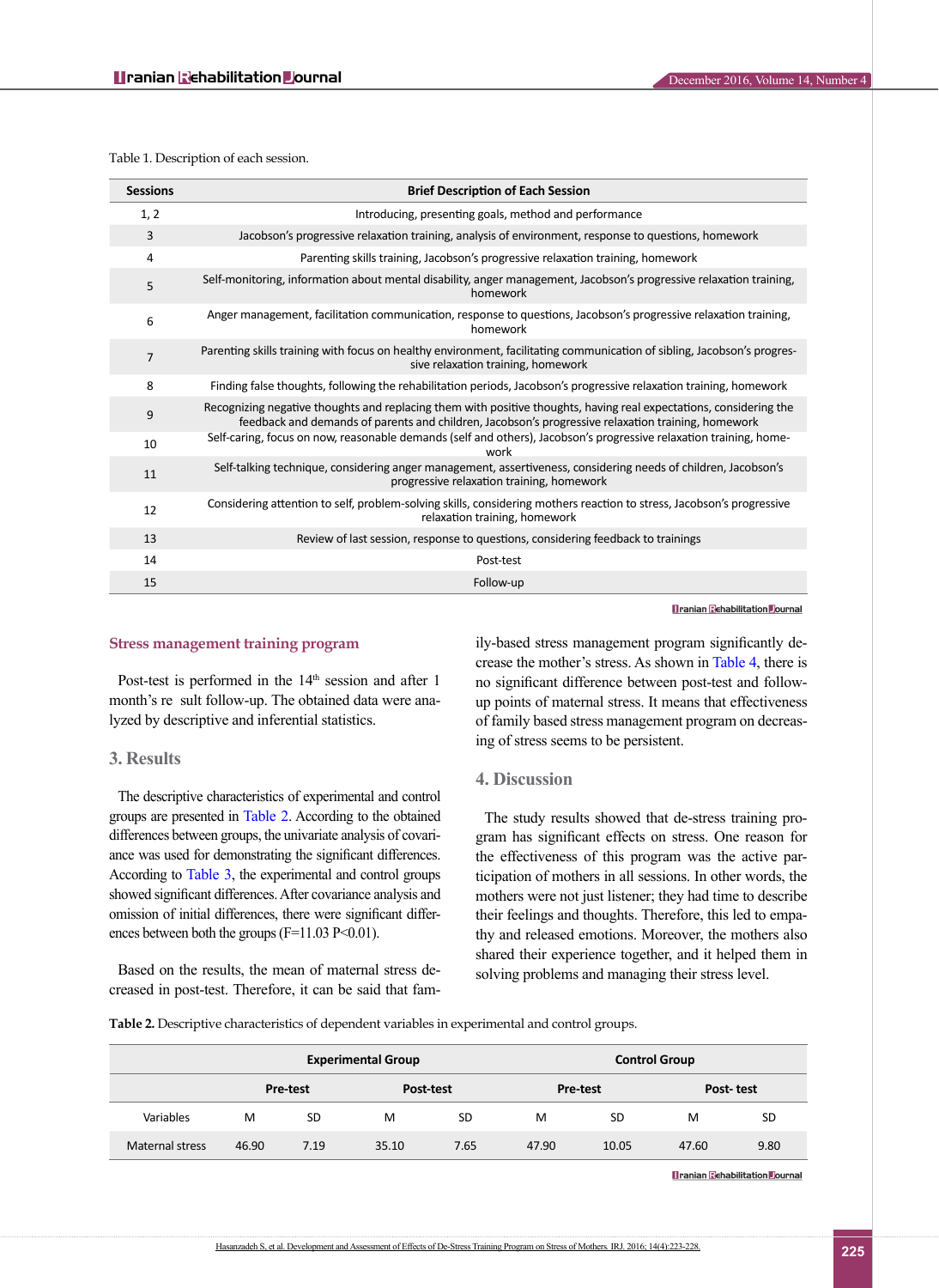Table 1. Description of each session.

| Sessions | Brief Description of Each Session |
|---|---|
| 1, 2 | Introducing, presenting goals, method and performance |
| 3 | Jacobson's progressive relaxation training, analysis of environment, response to questions, homework |
| 4 | Parenting skills training, Jacobson's progressive relaxation training, homework |
| 5 | Self-monitoring, information about mental disability, anger management, Jacobson's progressive relaxation training, homework |
| 6 | Anger management, facilitation communication, response to questions, Jacobson's progressive relaxation training, homework |
| 7 | Parenting skills training with focus on healthy environment, facilitating communication of sibling, Jacobson's progressive relaxation training, homework |
| 8 | Finding false thoughts, following the rehabilitation periods, Jacobson's progressive relaxation training, homework |
| 9 | Recognizing negative thoughts and replacing them with positive thoughts, having real expectations, considering the feedback and demands of parents and children, Jacobson's progressive relaxation training, homework |
| 10 | Self-caring, focus on now, reasonable demands (self and others), Jacobson's progressive relaxation training, homework |
| 11 | Self-talking technique, considering anger management, assertiveness, considering needs of children, Jacobson's progressive relaxation training, homework |
| 12 | Considering attention to self, problem-solving skills, considering mothers reaction to stress, Jacobson's progressive relaxation training, homework |
| 13 | Review of last session, response to questions, considering feedback to trainings |
| 14 | Post-test |
| 15 | Follow-up |

### Stress management training program

Post-test is performed in the 14th session and after 1 month's re sult follow-up. The obtained data were analyzed by descriptive and inferential statistics.

## 3. Results

The descriptive characteristics of experimental and control groups are presented in Table 2. According to the obtained differences between groups, the univariate analysis of covariance was used for demonstrating the significant differences. According to Table 3, the experimental and control groups showed significant differences. After covariance analysis and omission of initial differences, there were significant differences between both the groups ($F=11.03$ $P<0.01$).

Based on the results, the mean of maternal stress decreased in post-test. Therefore, it can be said that family-based stress management program significantly decrease the mother's stress. As shown in Table 4, there is no significant difference between post-test and follow-up points of maternal stress. It means that effectiveness of family based stress management program on decreasing of stress seems to be persistent.

## 4. Discussion

The study results showed that de-stress training program has significant effects on stress. One reason for the effectiveness of this program was the active participation of mothers in all sessions. In other words, the mothers were not just listener; they had time to describe their feelings and thoughts. Therefore, this led to empathy and released emotions. Moreover, the mothers also shared their experience together, and it helped them in solving problems and managing their stress level.

**Table 2.** Descriptive characteristics of dependent variables in experimental and control groups.

| | Experimental Group | | | | Control Group | | | |
|---|---|---|---|---|---|---|---|---|
| | Pre-test | | Post-test | | Pre-test | | Post- test | |
| Variables | M | SD | M | SD | M | SD | M | SD |
| Maternal stress | 46.90 | 7.19 | 35.10 | 7.65 | 47.90 | 10.05 | 47.60 | 9.80 |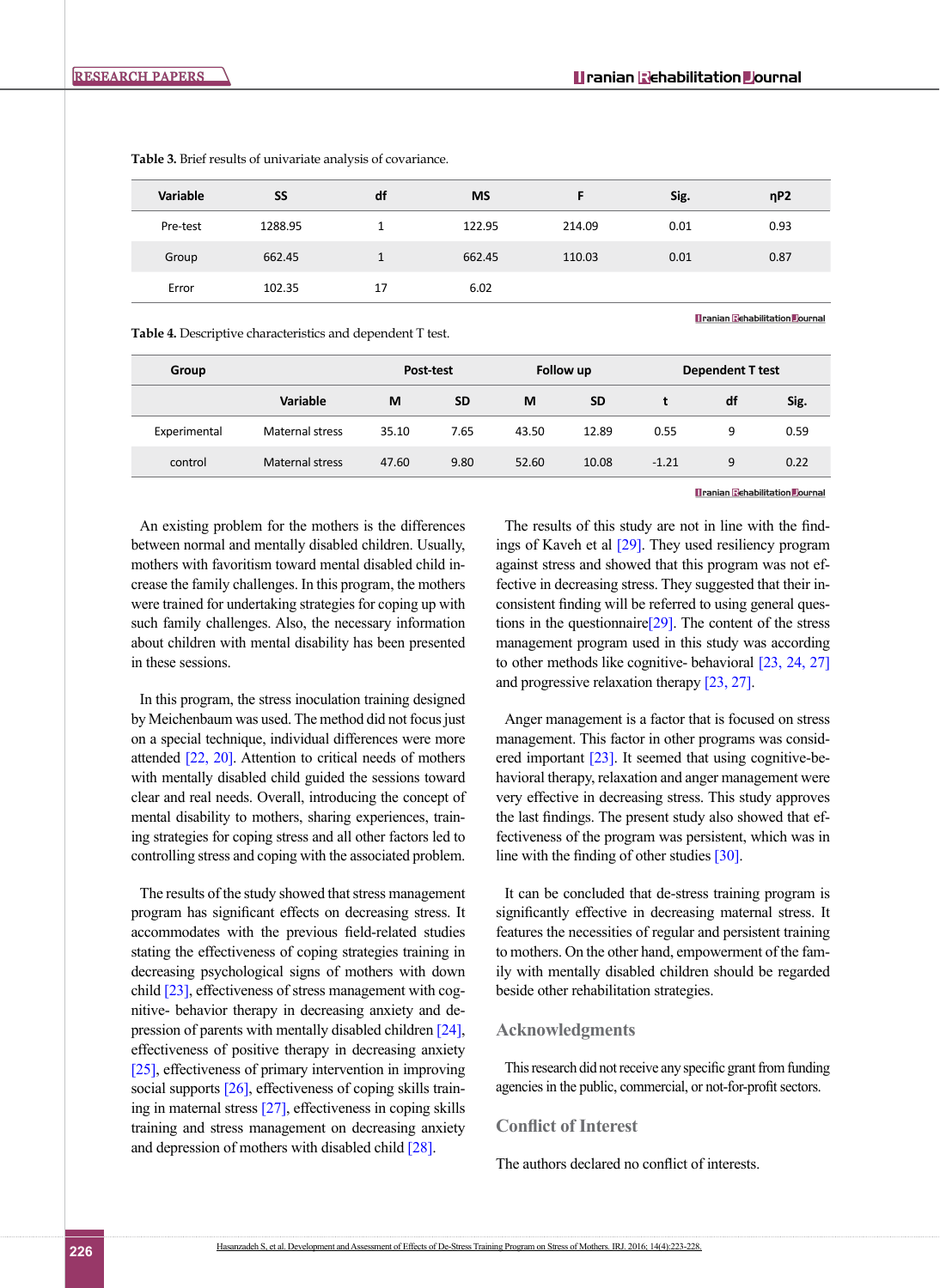**Table 3.** Brief results of univariate analysis of covariance.

| Variable | SS | df | MS | F | Sig. | ηP2 |
|---|---|---|---|---|---|---|
| Pre-test | 1288.95 | 1 | 122.95 | 214.09 | 0.01 | 0.93 |
| Group | 662.45 | 1 | 662.45 | 110.03 | 0.01 | 0.87 |
| Error | 102.35 | 17 | 6.02 | | | |

**Table 4.** Descriptive characteristics and dependent T test.

| Group | | Post-test | | Follow up | | Dependent T test | | |
|---|---|---|---|---|---|---|---|---|
| | Variable | M | SD | M | SD | t | df | Sig. |
| Experimental | Maternal stress | 35.10 | 7.65 | 43.50 | 12.89 | 0.55 | 9 | 0.59 |
| control | Maternal stress | 47.60 | 9.80 | 52.60 | 10.08 | -1.21 | 9 | 0.22 |

An existing problem for the mothers is the differences between normal and mentally disabled children. Usually, mothers with favoritism toward mental disabled child increase the family challenges. In this program, the mothers were trained for undertaking strategies for coping up with such family challenges. Also, the necessary information about children with mental disability has been presented in these sessions.

In this program, the stress inoculation training designed by Meichenbaum was used. The method did not focus just on a special technique, individual differences were more attended [22, 20]. Attention to critical needs of mothers with mentally disabled child guided the sessions toward clear and real needs. Overall, introducing the concept of mental disability to mothers, sharing experiences, training strategies for coping stress and all other factors led to controlling stress and coping with the associated problem.

The results of the study showed that stress management program has significant effects on decreasing stress. It accommodates with the previous field-related studies stating the effectiveness of coping strategies training in decreasing psychological signs of mothers with down child [23], effectiveness of stress management with cognitive- behavior therapy in decreasing anxiety and depression of parents with mentally disabled children [24], effectiveness of positive therapy in decreasing anxiety [25], effectiveness of primary intervention in improving social supports [26], effectiveness of coping skills training in maternal stress [27], effectiveness in coping skills training and stress management on decreasing anxiety and depression of mothers with disabled child [28].

The results of this study are not in line with the findings of Kaveh et al [29]. They used resiliency program against stress and showed that this program was not effective in decreasing stress. They suggested that their inconsistent finding will be referred to using general questions in the questionnaire[29]. The content of the stress management program used in this study was according to other methods like cognitive- behavioral [23, 24, 27] and progressive relaxation therapy [23, 27].

Anger management is a factor that is focused on stress management. This factor in other programs was considered important [23]. It seemed that using cognitive-behavioral therapy, relaxation and anger management were very effective in decreasing stress. This study approves the last findings. The present study also showed that effectiveness of the program was persistent, which was in line with the finding of other studies [30].

It can be concluded that de-stress training program is significantly effective in decreasing maternal stress. It features the necessities of regular and persistent training to mothers. On the other hand, empowerment of the family with mentally disabled children should be regarded beside other rehabilitation strategies.

## Acknowledgments

This research did not receive any specific grant from funding agencies in the public, commercial, or not-for-profit sectors.

## Conflict of Interest

The authors declared no conflict of interests.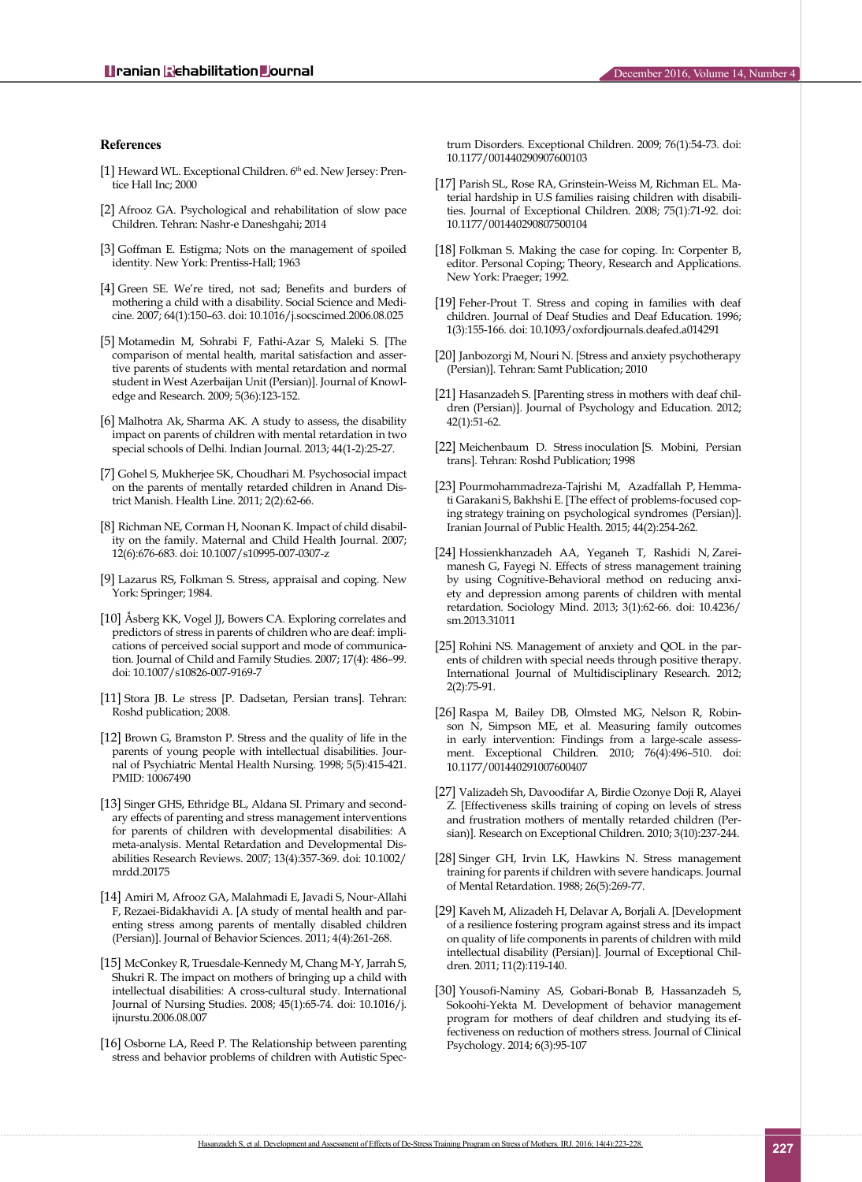## References

[1] Heward WL. Exceptional Children. 6th ed. New Jersey: Prentice Hall Inc; 2000

[2] Afrooz GA. Psychological and rehabilitation of slow pace Children. Tehran: Nashr-e Daneshghai; 2014

[3] Goffman E. Estigma; Nots on the management of spoiled identity. New York: Prentiss-Hall; 1963

[4] Green SE. We're tired, not sad; Benefits and burders of mothering a child with a disability. Social Science and Medicine. 2007; 64(1):150–63. doi: 10.1016/j.socscimed.2006.08.025

[5] Motamedin M, Sohrabi F, Fathi-Azar S, Maleki S. [The comparison of mental health, marital satisfaction and assertive parents of students with mental retardation and normal student in West Azerbaijan Unit (Persian)]. Journal of Knowledge and Research. 2009; 5(36):123-152.

[6] Malhotra Ak, Sharma AK. A study to assess, the disability impact on parents of children with mental retardation in two special schools of Delhi. Indian Journal. 2013; 44(1-2):25-27.

[7] Gohel S, Mukherjee SK, Choudhari M. Psychosocial impact on the parents of mentally retarded children in Anand District Manish. Health Line. 2011; 2(2):62-66.

[8] Richman NE, Corman H, Noonan K. Impact of child disability on the family. Maternal and Child Health Journal. 2007; 12(6):676-683. doi: 10.1007/s10995-007-0307-z

[9] Lazarus RS, Folkman S. Stress, appraisal and coping. New York: Springer; 1984.

[10] Åsberg KK, Vogel JJ, Bowers CA. Exploring correlates and predictors of stress in parents of children who are deaf: implications of perceived social support and mode of communication. Journal of Child and Family Studies. 2007; 17(4): 486–99. doi: 10.1007/s10826-007-9169-7

[11] Stora JB. Le stress [P. Dadsetan, Persian trans]. Tehran: Roshd publication; 2008.

[12] Brown G, Bramston P. Stress and the quality of life in the parents of young people with intellectual disabilities. Journal of Psychiatric Mental Health Nursing. 1998; 5(5):415-421. PMID: 10067490

[13] Singer GHS, Ethridge BL, Aldana SI. Primary and secondary effects of parenting and stress management interventions for parents of children with developmental disabilities: A meta-analysis. Mental Retardation and Developmental Disabilities Research Reviews. 2007; 13(4):357-369. doi: 10.1002/mrdd.20175

[14] Amiri M, Afrooz GA, Malahmadi E, Javadi S, Nour-Allahi F, Rezaei-Bidakhavidi A. [A study of mental health and parenting stress among parents of mentally disabled children (Persian)]. Journal of Behavior Sciences. 2011; 4(4):261-268.

[15] McConkey R, Truesdale-Kennedy M, Chang M-Y, Jarrah S, Shukri R. The impact on mothers of bringing up a child with intellectual disabilities: A cross-cultural study. International Journal of Nursing Studies. 2008; 45(1):65-74. doi: 10.1016/j.ijnurstu.2006.08.007

[16] Osborne LA, Reed P. The Relationship between parenting stress and behavior problems of children with Autistic Spectrum Disorders. Exceptional Children. 2009; 76(1):54-73. doi: 10.1177/001440290907600103

[17] Parish SL, Rose RA, Grinstein-Weiss M, Richman EL. Material hardship in U.S families raising children with disabilities. Journal of Exceptional Children. 2008; 75(1):71-92. doi: 10.1177/001440290807500104

[18] Folkman S. Making the case for coping. In: Corpenter B, editor. Personal Coping; Theory, Research and Applications. New York: Praeger; 1992.

[19] Feher-Prout T. Stress and coping in families with deaf children. Journal of Deaf Studies and Deaf Education. 1996; 1(3):155-166. doi: 10.1093/oxfordjournals.deafed.a014291

[20] Janbozorgi M, Nouri N. [Stress and anxiety psychotherapy (Persian)]. Tehran: Samt Publication; 2010

[21] Hasanzadeh S. [Parenting stress in mothers with deaf children (Persian)]. Journal of Psychology and Education. 2012; 42(1):51-62.

[22] Meichenbaum D. Stress inoculation [S. Mobini, Persian trans]. Tehran: Roshd Publication; 1998

[23] Pourmohammadreza-Tajrishi M, Azadfallah P, Hemmati Garakani S, Bakhshi E. [The effect of problems-focused coping strategy training on psychological syndromes (Persian)]. Iranian Journal of Public Health. 2015; 44(2):254-262.

[24] Hossienkhanzadeh AA, Yeganeh T, Rashidi N, Zareimanesh G, Fayegi N. Effects of stress management training by using Cognitive-Behavioral method on reducing anxiety and depression among parents of children with mental retardation. Sociology Mind. 2013; 3(1):62-66. doi: 10.4236/sm.2013.31011

[25] Rohini NS. Management of anxiety and QOL in the parents of children with special needs through positive therapy. International Journal of Multidisciplinary Research. 2012; 2(2):75-91.

[26] Raspa M, Bailey DB, Olmsted MG, Nelson R, Robinson N, Simpson ME, et al. Measuring family outcomes in early intervention: Findings from a large-scale assessment. Exceptional Children. 2010; 76(4):496–510. doi: 10.1177/001440291007600407

[27] Valizadeh Sh, Davoodifar A, Birdie Ozonye Doji R, Alayei Z. [Effectiveness skills training of coping on levels of stress and frustration mothers of mentally retarded children (Persian)]. Research on Exceptional Children. 2010; 3(10):237-244.

[28] Singer GH, Irvin LK, Hawkins N. Stress management training for parents if children with severe handicaps. Journal of Mental Retardation. 1988; 26(5):269-77.

[29] Kaveh M, Alizadeh H, Delavar A, Borjali A. [Development of a resilience fostering program against stress and its impact on quality of life components in parents of children with mild intellectual disability (Persian)]. Journal of Exceptional Children. 2011; 11(2):119-140.

[30] Yousofi-Naminy AS, Gobari-Bonab B, Hassanzadeh S, Sokoohi-Yekta M. Development of behavior management program for mothers of deaf children and studying its effectiveness on reduction of mothers stress. Journal of Clinical Psychology. 2014; 6(3):95-107